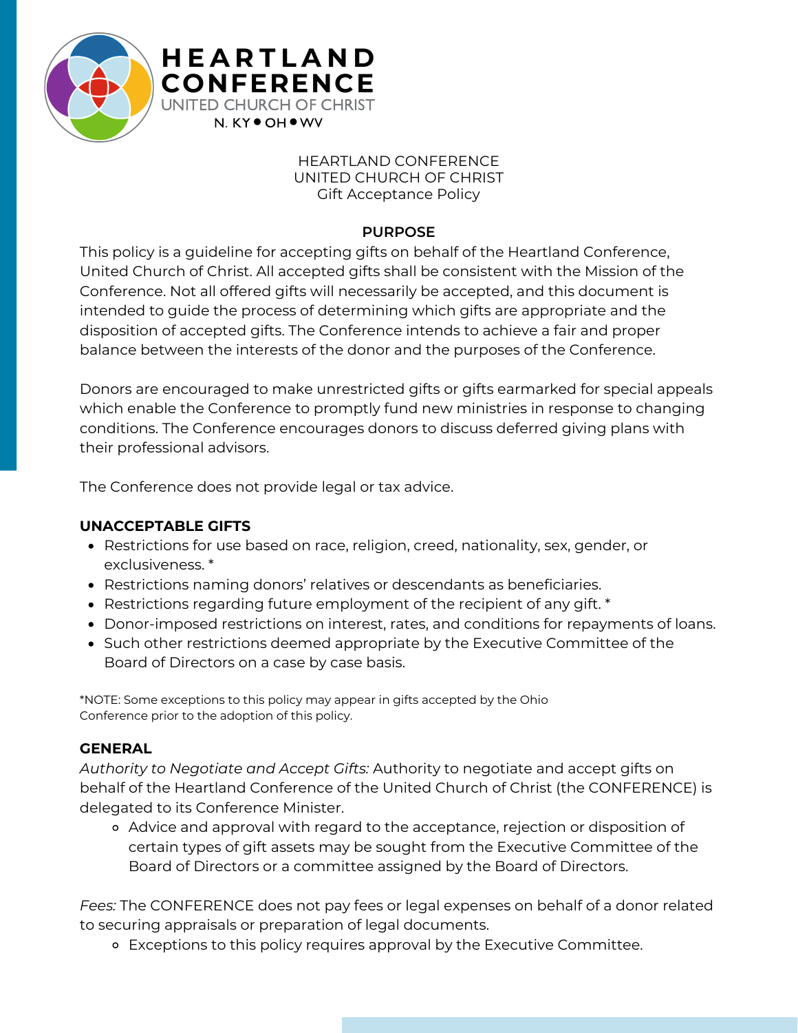HEARTLAND CONFERENCE
UNITED CHURCH OF CHRIST
N. KY • OH • WV

HEARTLAND CONFERENCE
UNITED CHURCH OF CHRIST
Gift Acceptance Policy

## PURPOSE

This policy is a guideline for accepting gifts on behalf of the Heartland Conference, United Church of Christ. All accepted gifts shall be consistent with the Mission of the Conference. Not all offered gifts will necessarily be accepted, and this document is intended to guide the process of determining which gifts are appropriate and the disposition of accepted gifts. The Conference intends to achieve a fair and proper balance between the interests of the donor and the purposes of the Conference.

Donors are encouraged to make unrestricted gifts or gifts earmarked for special appeals which enable the Conference to promptly fund new ministries in response to changing conditions. The Conference encourages donors to discuss deferred giving plans with their professional advisors.

The Conference does not provide legal or tax advice.

## UNACCEPTABLE GIFTS

- Restrictions for use based on race, religion, creed, nationality, sex, gender, or exclusiveness. *
- Restrictions naming donors' relatives or descendants as beneficiaries.
- Restrictions regarding future employment of the recipient of any gift. *
- Donor-imposed restrictions on interest, rates, and conditions for repayments of loans.
- Such other restrictions deemed appropriate by the Executive Committee of the Board of Directors on a case by case basis.

*NOTE: Some exceptions to this policy may appear in gifts accepted by the Ohio Conference prior to the adoption of this policy.

## GENERAL

*Authority to Negotiate and Accept Gifts:* Authority to negotiate and accept gifts on behalf of the Heartland Conference of the United Church of Christ (the CONFERENCE) is delegated to its Conference Minister.

- Advice and approval with regard to the acceptance, rejection or disposition of certain types of gift assets may be sought from the Executive Committee of the Board of Directors or a committee assigned by the Board of Directors.

*Fees:* The CONFERENCE does not pay fees or legal expenses on behalf of a donor related to securing appraisals or preparation of legal documents.

- Exceptions to this policy requires approval by the Executive Committee.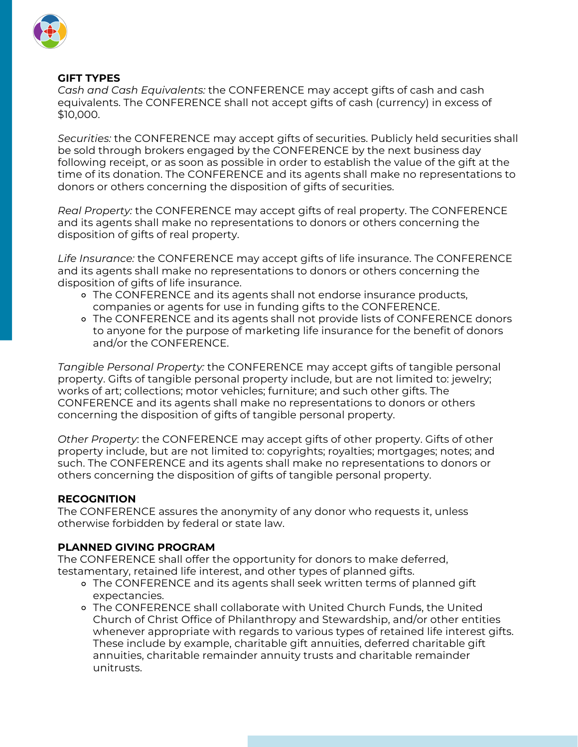**GIFT TYPES**

*Cash and Cash Equivalents:* the CONFERENCE may accept gifts of cash and cash equivalents. The CONFERENCE shall not accept gifts of cash (currency) in excess of $10,000.

*Securities:* the CONFERENCE may accept gifts of securities. Publicly held securities shall be sold through brokers engaged by the CONFERENCE by the next business day following receipt, or as soon as possible in order to establish the value of the gift at the time of its donation. The CONFERENCE and its agents shall make no representations to donors or others concerning the disposition of gifts of securities.

*Real Property:* the CONFERENCE may accept gifts of real property. The CONFERENCE and its agents shall make no representations to donors or others concerning the disposition of gifts of real property.

*Life Insurance:* the CONFERENCE may accept gifts of life insurance. The CONFERENCE and its agents shall make no representations to donors or others concerning the disposition of gifts of life insurance.

- The CONFERENCE and its agents shall not endorse insurance products, companies or agents for use in funding gifts to the CONFERENCE.
- The CONFERENCE and its agents shall not provide lists of CONFERENCE donors to anyone for the purpose of marketing life insurance for the benefit of donors and/or the CONFERENCE.

*Tangible Personal Property:* the CONFERENCE may accept gifts of tangible personal property. Gifts of tangible personal property include, but are not limited to: jewelry; works of art; collections; motor vehicles; furniture; and such other gifts. The CONFERENCE and its agents shall make no representations to donors or others concerning the disposition of gifts of tangible personal property.

*Other Property*: the CONFERENCE may accept gifts of other property. Gifts of other property include, but are not limited to: copyrights; royalties; mortgages; notes; and such. The CONFERENCE and its agents shall make no representations to donors or others concerning the disposition of gifts of tangible personal property.

**RECOGNITION**

The CONFERENCE assures the anonymity of any donor who requests it, unless otherwise forbidden by federal or state law.

**PLANNED GIVING PROGRAM**

The CONFERENCE shall offer the opportunity for donors to make deferred, testamentary, retained life interest, and other types of planned gifts.

- The CONFERENCE and its agents shall seek written terms of planned gift expectancies.
- The CONFERENCE shall collaborate with United Church Funds, the United Church of Christ Office of Philanthropy and Stewardship, and/or other entities whenever appropriate with regards to various types of retained life interest gifts. These include by example, charitable gift annuities, deferred charitable gift annuities, charitable remainder annuity trusts and charitable remainder unitrusts.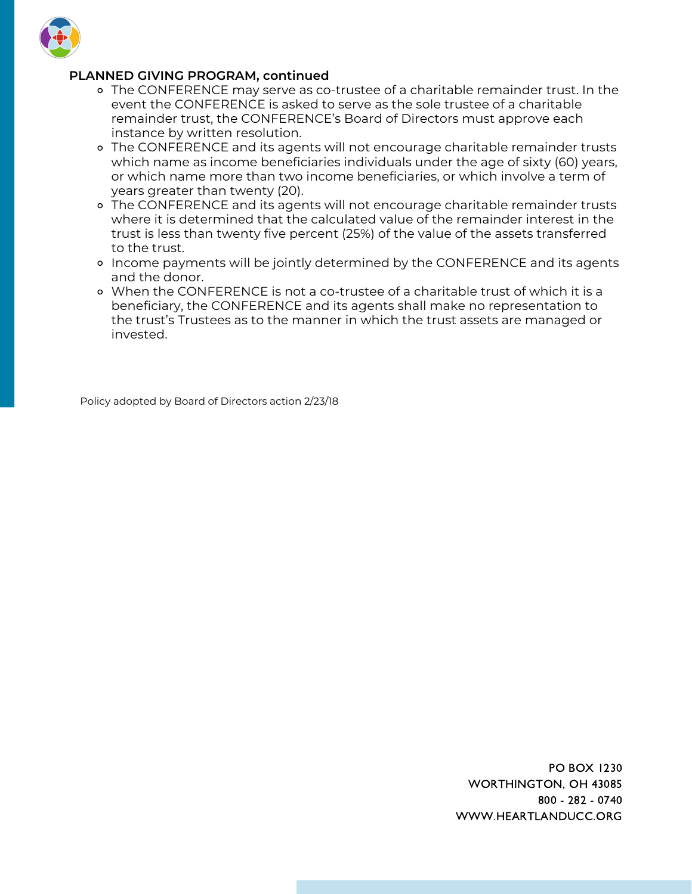**PLANNED GIVING PROGRAM, continued**

- The CONFERENCE may serve as co-trustee of a charitable remainder trust. In the event the CONFERENCE is asked to serve as the sole trustee of a charitable remainder trust, the CONFERENCE's Board of Directors must approve each instance by written resolution.
- The CONFERENCE and its agents will not encourage charitable remainder trusts which name as income beneficiaries individuals under the age of sixty (60) years, or which name more than two income beneficiaries, or which involve a term of years greater than twenty (20).
- The CONFERENCE and its agents will not encourage charitable remainder trusts where it is determined that the calculated value of the remainder interest in the trust is less than twenty five percent (25%) of the value of the assets transferred to the trust.
- Income payments will be jointly determined by the CONFERENCE and its agents and the donor.
- When the CONFERENCE is not a co-trustee of a charitable trust of which it is a beneficiary, the CONFERENCE and its agents shall make no representation to the trust's Trustees as to the manner in which the trust assets are managed or invested.

Policy adopted by Board of Directors action 2/23/18

PO BOX 1230
WORTHINGTON, OH 43085
800 - 282 - 0740
WWW.HEARTLANDUCC.ORG